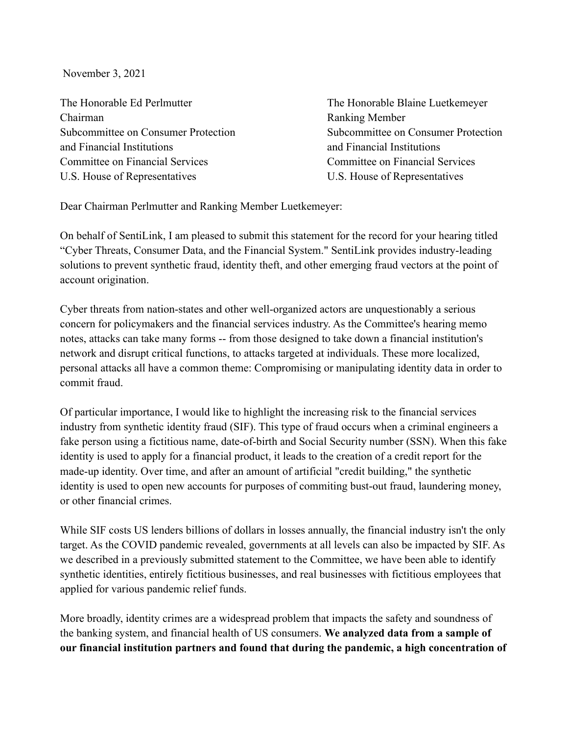November 3, 2021

The Honorable Ed Perlmutter
Chairman
Subcommittee on Consumer Protection
and Financial Institutions
Committee on Financial Services
U.S. House of Representatives

The Honorable Blaine Luetkemeyer
Ranking Member
Subcommittee on Consumer Protection
and Financial Institutions
Committee on Financial Services
U.S. House of Representatives

Dear Chairman Perlmutter and Ranking Member Luetkemeyer:

On behalf of SentiLink, I am pleased to submit this statement for the record for your hearing titled "Cyber Threats, Consumer Data, and the Financial System." SentiLink provides industry-leading solutions to prevent synthetic fraud, identity theft, and other emerging fraud vectors at the point of account origination.

Cyber threats from nation-states and other well-organized actors are unquestionably a serious concern for policymakers and the financial services industry. As the Committee's hearing memo notes, attacks can take many forms -- from those designed to take down a financial institution's network and disrupt critical functions, to attacks targeted at individuals. These more localized, personal attacks all have a common theme: Compromising or manipulating identity data in order to commit fraud.

Of particular importance, I would like to highlight the increasing risk to the financial services industry from synthetic identity fraud (SIF). This type of fraud occurs when a criminal engineers a fake person using a fictitious name, date-of-birth and Social Security number (SSN). When this fake identity is used to apply for a financial product, it leads to the creation of a credit report for the made-up identity. Over time, and after an amount of artificial "credit building," the synthetic identity is used to open new accounts for purposes of commiting bust-out fraud, laundering money, or other financial crimes.

While SIF costs US lenders billions of dollars in losses annually, the financial industry isn't the only target. As the COVID pandemic revealed, governments at all levels can also be impacted by SIF. As we described in a previously submitted statement to the Committee, we have been able to identify synthetic identities, entirely fictitious businesses, and real businesses with fictitious employees that applied for various pandemic relief funds.

More broadly, identity crimes are a widespread problem that impacts the safety and soundness of the banking system, and financial health of US consumers. **We analyzed data from a sample of our financial institution partners and found that during the pandemic, a high concentration of**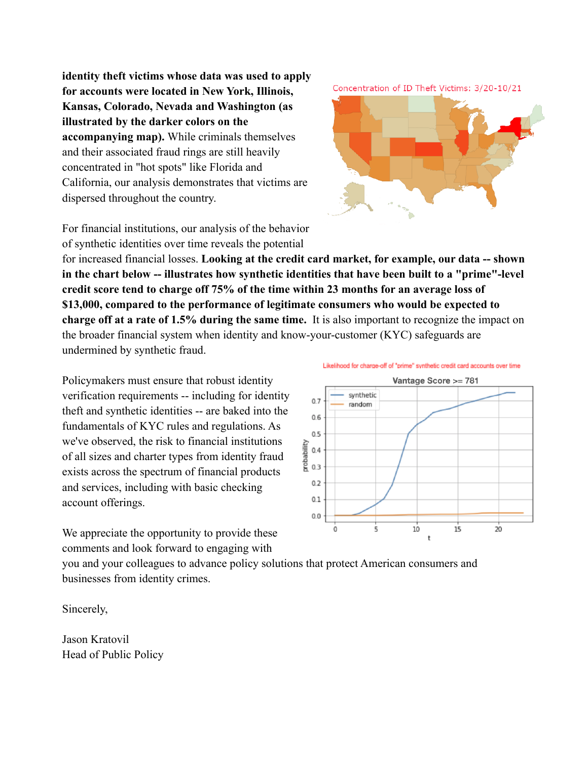**identity theft victims whose data was used to apply for accounts were located in New York, Illinois, Kansas, Colorado, Nevada and Washington (as illustrated by the darker colors on the accompanying map).** While criminals themselves and their associated fraud rings are still heavily concentrated in "hot spots" like Florida and California, our analysis demonstrates that victims are dispersed throughout the country.

Concentration of ID Theft Victims: 3/20-10/21

For financial institutions, our analysis of the behavior of synthetic identities over time reveals the potential for increased financial losses. **Looking at the credit card market, for example, our data -- shown in the chart below -- illustrates how synthetic identities that have been built to a "prime"-level credit score tend to charge off 75% of the time within 23 months for an average loss of $13,000, compared to the performance of legitimate consumers who would be expected to charge off at a rate of 1.5% during the same time.** It is also important to recognize the impact on the broader financial system when identity and know-your-customer (KYC) safeguards are undermined by synthetic fraud.

Policymakers must ensure that robust identity verification requirements -- including for identity theft and synthetic identities -- are baked into the fundamentals of KYC rules and regulations. As we've observed, the risk to financial institutions of all sizes and charter types from identity fraud exists across the spectrum of financial products and services, including with basic checking account offerings.

Likelihood for charge-off of "prime" synthetic credit card accounts over time

Vantage Score >= 781

synthetic
random

probability
0.0
0.1
0.2
0.3
0.4
0.5
0.6
0.7

t
0
5
10
15
20

We appreciate the opportunity to provide these comments and look forward to engaging with you and your colleagues to advance policy solutions that protect American consumers and businesses from identity crimes.

Sincerely,

Jason Kratovil
Head of Public Policy